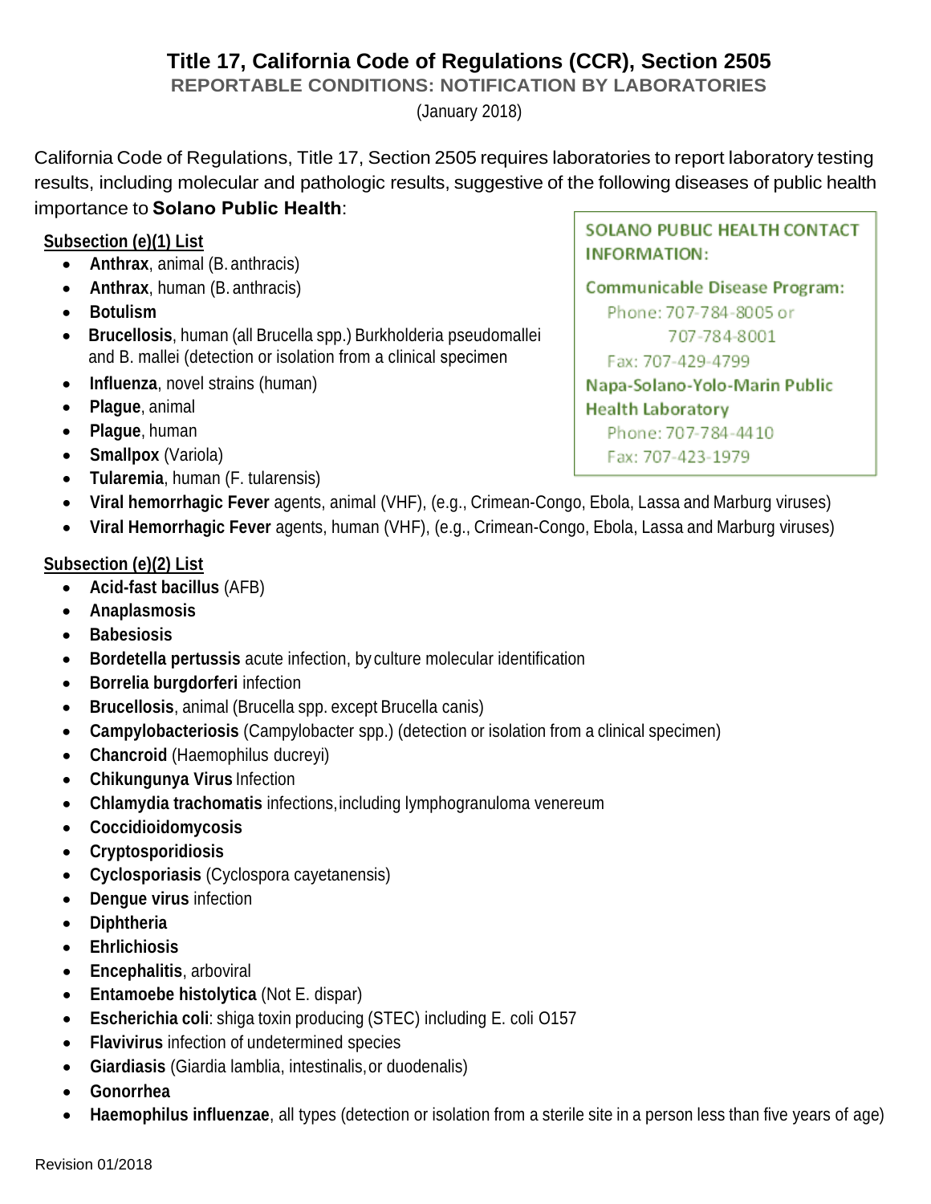# Title 17, California Code of Regulations (CCR), Section 2505

## REPORTABLE CONDITIONS: NOTIFICATION BY LABORATORIES

(January 2018)

California Code of Regulations, Title 17, Section 2505 requires laboratories to report laboratory testing results, including molecular and pathologic results, suggestive of the following diseases of public health importance to **Solano Public Health**:

**SOLANO PUBLIC HEALTH CONTACT INFORMATION:**

**Communicable Disease Program:**
Phone: 707-784-8005 or 707-784-8001
Fax: 707-429-4799

**Napa-Solano-Yolo-Marin Public Health Laboratory**
Phone: 707-784-4410
Fax: 707-423-1979

### Subsection (e)(1) List

- **Anthrax**, animal (B. anthracis)
- **Anthrax**, human (B. anthracis)
- **Botulism**
- **Brucellosis**, human (all Brucella spp.) Burkholderia pseudomallei and B. mallei (detection or isolation from a clinical specimen
- **Influenza**, novel strains (human)
- **Plague**, animal
- **Plague**, human
- **Smallpox** (Variola)
- **Tularemia**, human (F. tularensis)
- **Viral hemorrhagic Fever** agents, animal (VHF), (e.g., Crimean-Congo, Ebola, Lassa and Marburg viruses)
- **Viral Hemorrhagic Fever** agents, human (VHF), (e.g., Crimean-Congo, Ebola, Lassa and Marburg viruses)

### Subsection (e)(2) List

- **Acid-fast bacillus** (AFB)
- **Anaplasmosis**
- **Babesiosis**
- **Bordetella pertussis** acute infection, by culture molecular identification
- **Borrelia burgdorferi** infection
- **Brucellosis**, animal (Brucella spp. except Brucella canis)
- **Campylobacteriosis** (Campylobacter spp.) (detection or isolation from a clinical specimen)
- **Chancroid** (Haemophilus ducreyi)
- **Chikungunya Virus** Infection
- **Chlamydia trachomatis** infections, including lymphogranuloma venereum
- **Coccidioidomycosis**
- **Cryptosporidiosis**
- **Cyclosporiasis** (Cyclospora cayetanensis)
- **Dengue virus** infection
- **Diphtheria**
- **Ehrlichiosis**
- **Encephalitis**, arboviral
- **Entamoebe histolytica** (Not E. dispar)
- **Escherichia coli**: shiga toxin producing (STEC) including E. coli O157
- **Flavivirus** infection of undetermined species
- **Giardiasis** (Giardia lamblia, intestinalis, or duodenalis)
- **Gonorrhea**
- **Haemophilus influenzae**, all types (detection or isolation from a sterile site in a person less than five years of age)

Revision 01/2018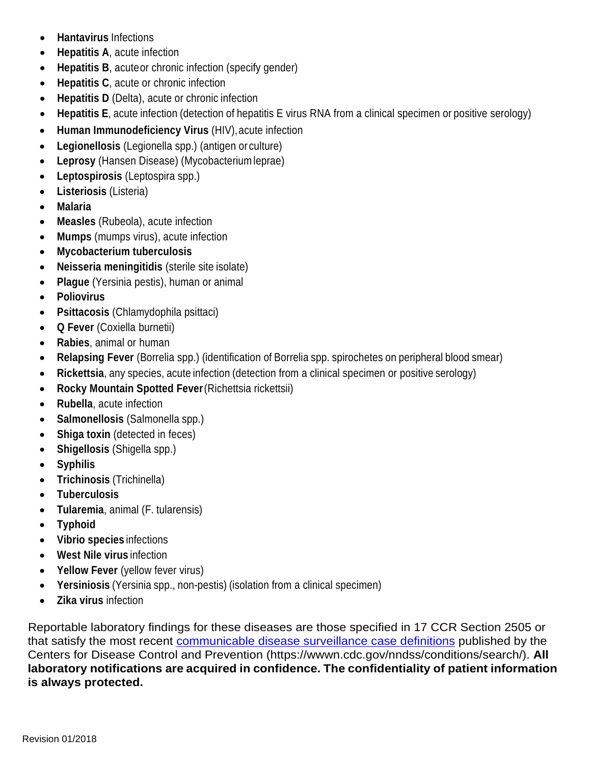- **Hantavirus** Infections
- **Hepatitis A**, acute infection
- **Hepatitis B**, acute or chronic infection (specify gender)
- **Hepatitis C**, acute or chronic infection
- **Hepatitis D** (Delta), acute or chronic infection
- **Hepatitis E**, acute infection (detection of hepatitis E virus RNA from a clinical specimen or positive serology)
- **Human Immunodeficiency Virus** (HIV), acute infection
- **Legionellosis** (Legionella spp.) (antigen or culture)
- **Leprosy** (Hansen Disease) (Mycobacterium leprae)
- **Leptospirosis** (Leptospira spp.)
- **Listeriosis** (Listeria)
- **Malaria**
- **Measles** (Rubeola), acute infection
- **Mumps** (mumps virus), acute infection
- **Mycobacterium tuberculosis**
- **Neisseria meningitidis** (sterile site isolate)
- **Plague** (Yersinia pestis), human or animal
- **Poliovirus**
- **Psittacosis** (Chlamydophila psittaci)
- **Q Fever** (Coxiella burnetii)
- **Rabies**, animal or human
- **Relapsing Fever** (Borrelia spp.) (identification of Borrelia spp. spirochetes on peripheral blood smear)
- **Rickettsia**, any species, acute infection (detection from a clinical specimen or positive serology)
- **Rocky Mountain Spotted Fever** (Richettsia rickettsii)
- **Rubella**, acute infection
- **Salmonellosis** (Salmonella spp.)
- **Shiga toxin** (detected in feces)
- **Shigellosis** (Shigella spp.)
- **Syphilis**
- **Trichinosis** (Trichinella)
- **Tuberculosis**
- **Tularemia**, animal (F. tularensis)
- **Typhoid**
- **Vibrio species** infections
- **West Nile virus** infection
- **Yellow Fever** (yellow fever virus)
- **Yersiniosis** (Yersinia spp., non-pestis) (isolation from a clinical specimen)
- **Zika virus** infection

Reportable laboratory findings for these diseases are those specified in 17 CCR Section 2505 or that satisfy the most recent communicable disease surveillance case definitions published by the Centers for Disease Control and Prevention (https://wwwn.cdc.gov/nndss/conditions/search/). **All laboratory notifications are acquired in confidence. The confidentiality of patient information is always protected.**

Revision 01/2018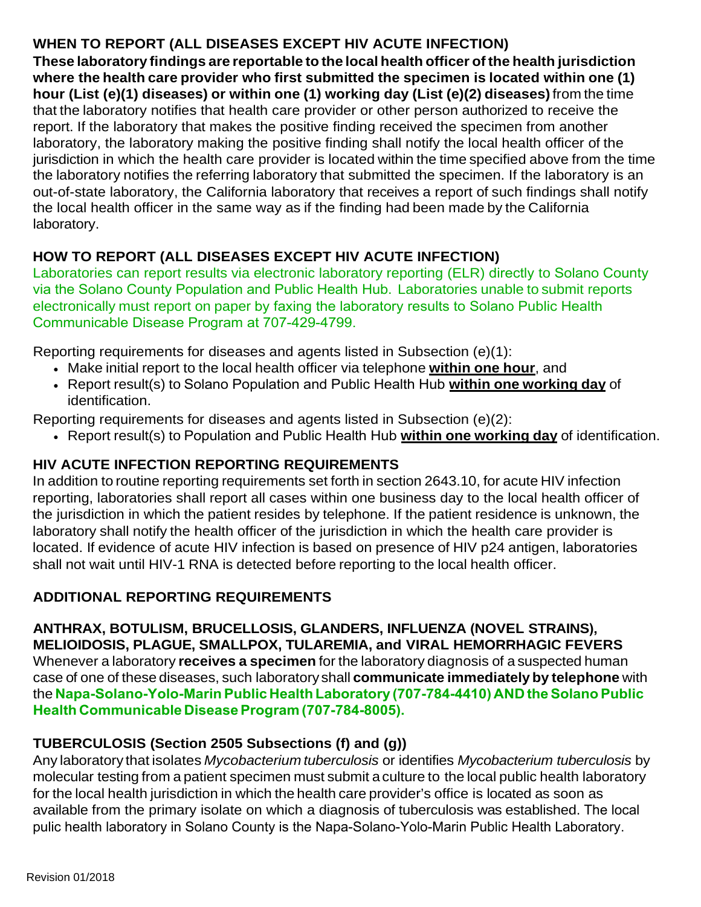## WHEN TO REPORT (ALL DISEASES EXCEPT HIV ACUTE INFECTION)

**These laboratory findings are reportable to the local health officer of the health jurisdiction where the health care provider who first submitted the specimen is located within one (1) hour (List (e)(1) diseases) or within one (1) working day (List (e)(2) diseases)** from the time that the laboratory notifies that health care provider or other person authorized to receive the report. If the laboratory that makes the positive finding received the specimen from another laboratory, the laboratory making the positive finding shall notify the local health officer of the jurisdiction in which the health care provider is located within the time specified above from the time the laboratory notifies the referring laboratory that submitted the specimen. If the laboratory is an out-of-state laboratory, the California laboratory that receives a report of such findings shall notify the local health officer in the same way as if the finding had been made by the California laboratory.

## HOW TO REPORT (ALL DISEASES EXCEPT HIV ACUTE INFECTION)

Laboratories can report results via electronic laboratory reporting (ELR) directly to Solano County via the Solano County Population and Public Health Hub. Laboratories unable to submit reports electronically must report on paper by faxing the laboratory results to Solano Public Health Communicable Disease Program at 707-429-4799.

Reporting requirements for diseases and agents listed in Subsection (e)(1):

- Make initial report to the local health officer via telephone **within one hour**, and
- Report result(s) to Solano Population and Public Health Hub **within one working day** of identification.

Reporting requirements for diseases and agents listed in Subsection (e)(2):

- Report result(s) to Population and Public Health Hub **within one working day** of identification.

## HIV ACUTE INFECTION REPORTING REQUIREMENTS

In addition to routine reporting requirements set forth in section 2643.10, for acute HIV infection reporting, laboratories shall report all cases within one business day to the local health officer of the jurisdiction in which the patient resides by telephone. If the patient residence is unknown, the laboratory shall notify the health officer of the jurisdiction in which the health care provider is located. If evidence of acute HIV infection is based on presence of HIV p24 antigen, laboratories shall not wait until HIV-1 RNA is detected before reporting to the local health officer.

## ADDITIONAL REPORTING REQUIREMENTS

### ANTHRAX, BOTULISM, BRUCELLOSIS, GLANDERS, INFLUENZA (NOVEL STRAINS), MELIOIDOSIS, PLAGUE, SMALLPOX, TULAREMIA, and VIRAL HEMORRHAGIC FEVERS

Whenever a laboratory **receives a specimen** for the laboratory diagnosis of a suspected human case of one of these diseases, such laboratory shall **communicate immediately by telephone** with the **Napa-Solano-Yolo-Marin Public Health Laboratory (707-784-4410) AND the Solano Public Health Communicable Disease Program (707-784-8005).**

### TUBERCULOSIS (Section 2505 Subsections (f) and (g))

Any laboratory that isolates *Mycobacterium tuberculosis* or identifies *Mycobacterium tuberculosis* by molecular testing from a patient specimen must submit a culture to the local public health laboratory for the local health jurisdiction in which the health care provider's office is located as soon as available from the primary isolate on which a diagnosis of tuberculosis was established. The local pulic health laboratory in Solano County is the Napa-Solano-Yolo-Marin Public Health Laboratory.

Revision 01/2018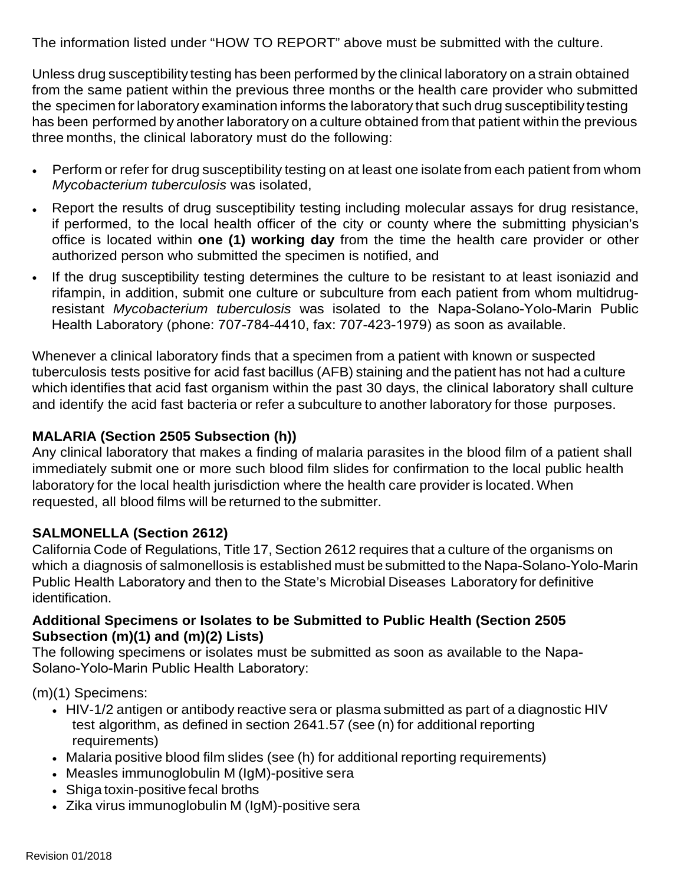The information listed under "HOW TO REPORT" above must be submitted with the culture.

Unless drug susceptibility testing has been performed by the clinical laboratory on a strain obtained from the same patient within the previous three months or the health care provider who submitted the specimen for laboratory examination informs the laboratory that such drug susceptibility testing has been performed by another laboratory on a culture obtained from that patient within the previous three months, the clinical laboratory must do the following:

- Perform or refer for drug susceptibility testing on at least one isolate from each patient from whom *Mycobacterium tuberculosis* was isolated,
- Report the results of drug susceptibility testing including molecular assays for drug resistance, if performed, to the local health officer of the city or county where the submitting physician's office is located within **one (1) working day** from the time the health care provider or other authorized person who submitted the specimen is notified, and
- If the drug susceptibility testing determines the culture to be resistant to at least isoniazid and rifampin, in addition, submit one culture or subculture from each patient from whom multidrug-resistant *Mycobacterium tuberculosis* was isolated to the Napa-Solano-Yolo-Marin Public Health Laboratory (phone: 707-784-4410, fax: 707-423-1979) as soon as available.

Whenever a clinical laboratory finds that a specimen from a patient with known or suspected tuberculosis tests positive for acid fast bacillus (AFB) staining and the patient has not had a culture which identifies that acid fast organism within the past 30 days, the clinical laboratory shall culture and identify the acid fast bacteria or refer a subculture to another laboratory for those purposes.

**MALARIA (Section 2505 Subsection (h))**

Any clinical laboratory that makes a finding of malaria parasites in the blood film of a patient shall immediately submit one or more such blood film slides for confirmation to the local public health laboratory for the local health jurisdiction where the health care provider is located. When requested, all blood films will be returned to the submitter.

**SALMONELLA (Section 2612)**

California Code of Regulations, Title 17, Section 2612 requires that a culture of the organisms on which a diagnosis of salmonellosis is established must be submitted to the Napa-Solano-Yolo-Marin Public Health Laboratory and then to the State's Microbial Diseases Laboratory for definitive identification.

**Additional Specimens or Isolates to be Submitted to Public Health (Section 2505 Subsection (m)(1) and (m)(2) Lists)**

The following specimens or isolates must be submitted as soon as available to the Napa-Solano-Yolo-Marin Public Health Laboratory:

(m)(1) Specimens:

- HIV-1/2 antigen or antibody reactive sera or plasma submitted as part of a diagnostic HIV test algorithm, as defined in section 2641.57 (see (n) for additional reporting requirements)
- Malaria positive blood film slides (see (h) for additional reporting requirements)
- Measles immunoglobulin M (IgM)-positive sera
- Shiga toxin-positive fecal broths
- Zika virus immunoglobulin M (IgM)-positive sera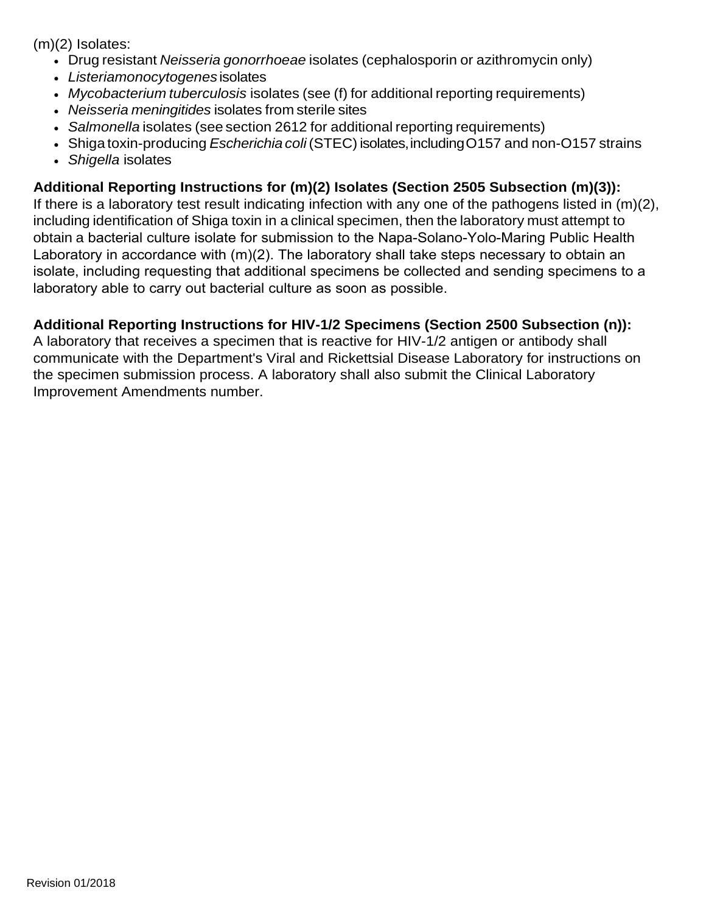(m)(2) Isolates:

- Drug resistant *Neisseria gonorrhoeae* isolates (cephalosporin or azithromycin only)
- *Listeriamonocytogenes* isolates
- *Mycobacterium tuberculosis* isolates (see (f) for additional reporting requirements)
- *Neisseria meningitides* isolates from sterile sites
- *Salmonella* isolates (see section 2612 for additional reporting requirements)
- Shiga toxin-producing *Escherichia coli* (STEC) isolates, including O157 and non-O157 strains
- *Shigella* isolates

**Additional Reporting Instructions for (m)(2) Isolates (Section 2505 Subsection (m)(3)):**
If there is a laboratory test result indicating infection with any one of the pathogens listed in (m)(2), including identification of Shiga toxin in a clinical specimen, then the laboratory must attempt to obtain a bacterial culture isolate for submission to the Napa-Solano-Yolo-Maring Public Health Laboratory in accordance with (m)(2). The laboratory shall take steps necessary to obtain an isolate, including requesting that additional specimens be collected and sending specimens to a laboratory able to carry out bacterial culture as soon as possible.

**Additional Reporting Instructions for HIV-1/2 Specimens (Section 2500 Subsection (n)):**
A laboratory that receives a specimen that is reactive for HIV-1/2 antigen or antibody shall communicate with the Department's Viral and Rickettsial Disease Laboratory for instructions on the specimen submission process. A laboratory shall also submit the Clinical Laboratory Improvement Amendments number.

Revision 01/2018